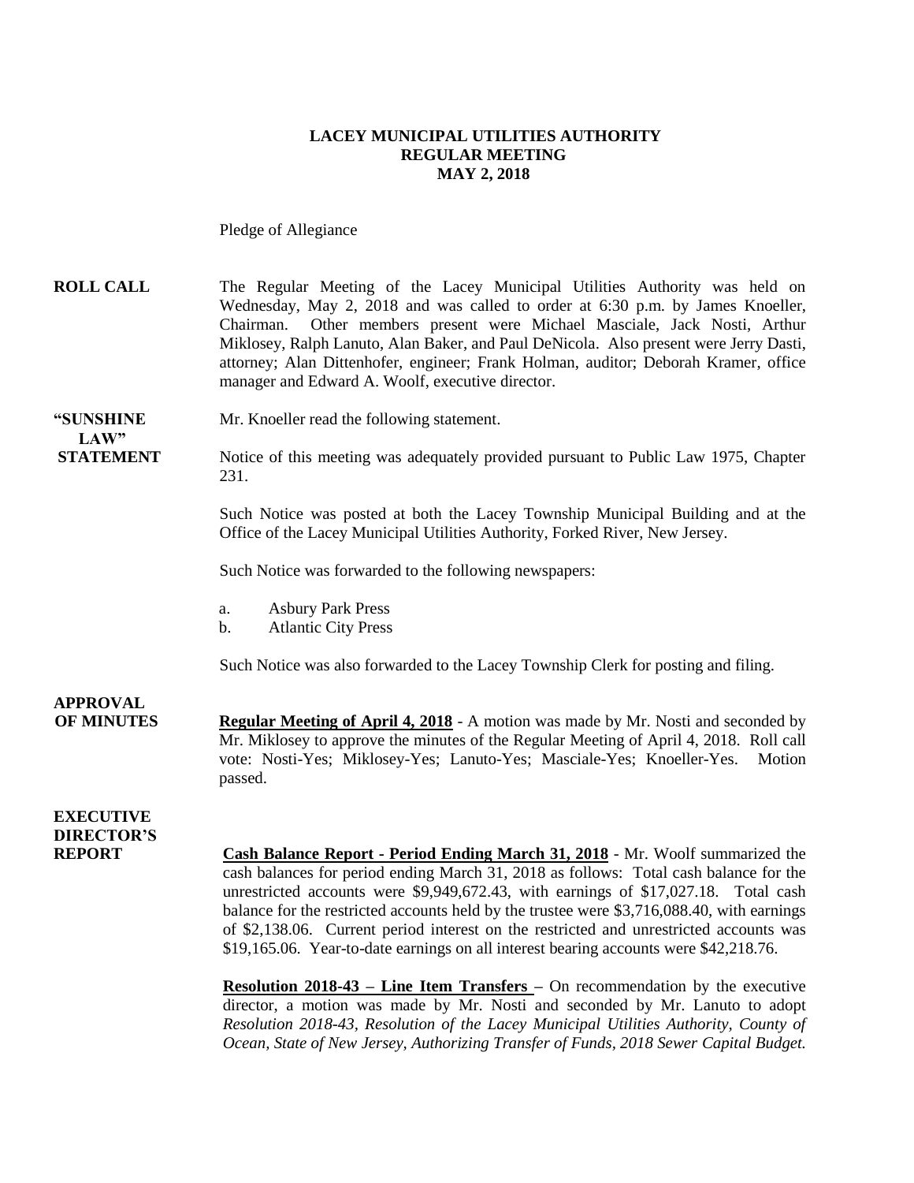# LACEY MUNICIPAL UTILITIES AUTHORITY
## REGULAR MEETING
## MAY 2, 2018

Pledge of Allegiance

**ROLL CALL** The Regular Meeting of the Lacey Municipal Utilities Authority was held on Wednesday, May 2, 2018 and was called to order at 6:30 p.m. by James Knoeller, Chairman. Other members present were Michael Masciale, Jack Nosti, Arthur Miklosey, Ralph Lanuto, Alan Baker, and Paul DeNicola. Also present were Jerry Dasti, attorney; Alan Dittenhofer, engineer; Frank Holman, auditor; Deborah Kramer, office manager and Edward A. Woolf, executive director.

**"SUNSHINE LAW" STATEMENT** Mr. Knoeller read the following statement.

Notice of this meeting was adequately provided pursuant to Public Law 1975, Chapter 231.

Such Notice was posted at both the Lacey Township Municipal Building and at the Office of the Lacey Municipal Utilities Authority, Forked River, New Jersey.

Such Notice was forwarded to the following newspapers:

a. Asbury Park Press
b. Atlantic City Press

Such Notice was also forwarded to the Lacey Township Clerk for posting and filing.

**APPROVAL OF MINUTES** **Regular Meeting of April 4, 2018** - A motion was made by Mr. Nosti and seconded by Mr. Miklosey to approve the minutes of the Regular Meeting of April 4, 2018. Roll call vote: Nosti-Yes; Miklosey-Yes; Lanuto-Yes; Masciale-Yes; Knoeller-Yes. Motion passed.

**EXECUTIVE DIRECTOR'S REPORT** **Cash Balance Report - Period Ending March 31, 2018** - Mr. Woolf summarized the cash balances for period ending March 31, 2018 as follows: Total cash balance for the unrestricted accounts were $9,949,672.43, with earnings of $17,027.18. Total cash balance for the restricted accounts held by the trustee were $3,716,088.40, with earnings of $2,138.06. Current period interest on the restricted and unrestricted accounts was $19,165.06. Year-to-date earnings on all interest bearing accounts were $42,218.76.

**Resolution 2018-43 – Line Item Transfers** – On recommendation by the executive director, a motion was made by Mr. Nosti and seconded by Mr. Lanuto to adopt *Resolution 2018-43, Resolution of the Lacey Municipal Utilities Authority, County of Ocean, State of New Jersey, Authorizing Transfer of Funds, 2018 Sewer Capital Budget.*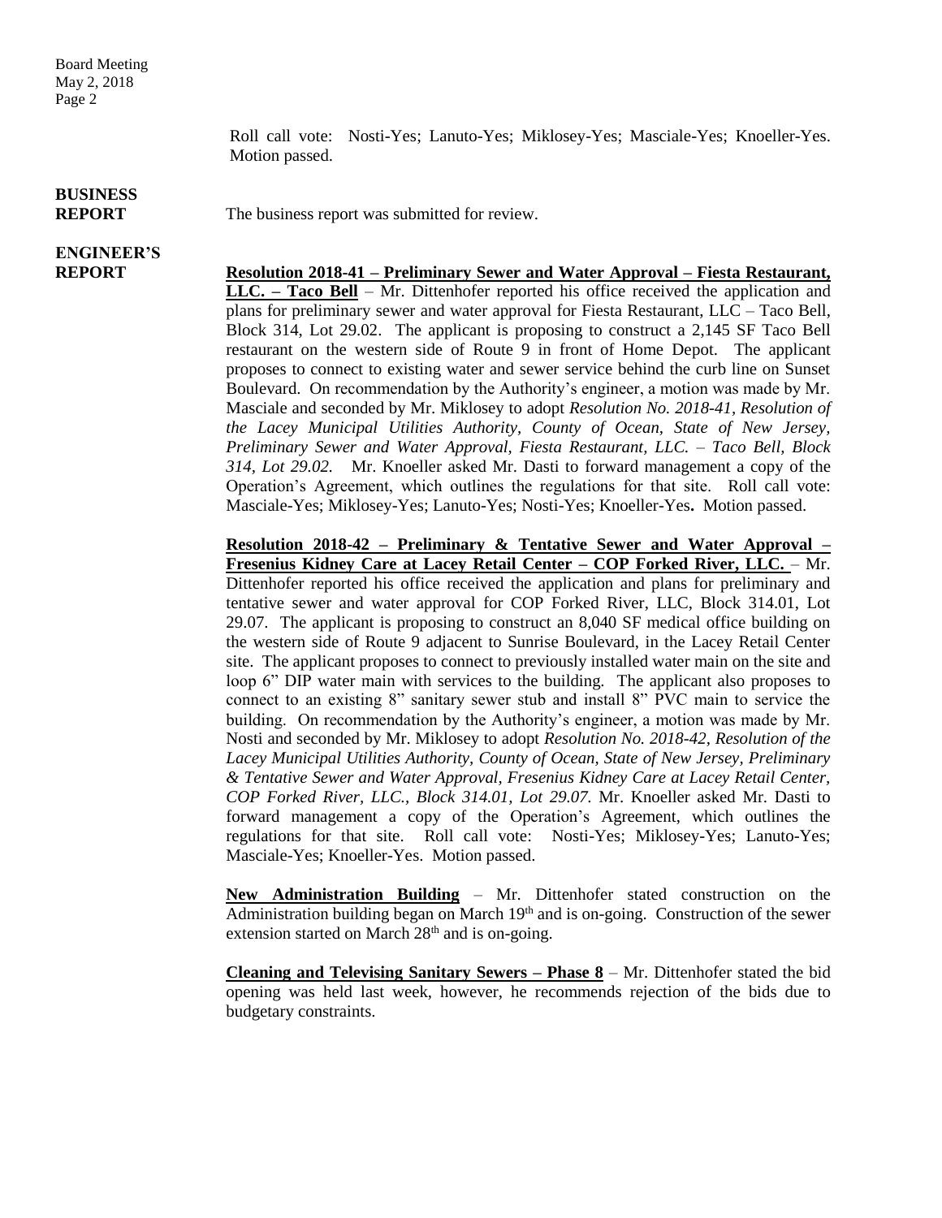Roll call vote: Nosti-Yes; Lanuto-Yes; Miklosey-Yes; Masciale-Yes; Knoeller-Yes. Motion passed.

**BUSINESS REPORT**

The business report was submitted for review.

**ENGINEER'S REPORT**

**Resolution 2018-41 – Preliminary Sewer and Water Approval – Fiesta Restaurant, LLC. – Taco Bell** – Mr. Dittenhofer reported his office received the application and plans for preliminary sewer and water approval for Fiesta Restaurant, LLC – Taco Bell, Block 314, Lot 29.02. The applicant is proposing to construct a 2,145 SF Taco Bell restaurant on the western side of Route 9 in front of Home Depot. The applicant proposes to connect to existing water and sewer service behind the curb line on Sunset Boulevard. On recommendation by the Authority's engineer, a motion was made by Mr. Masciale and seconded by Mr. Miklosey to adopt *Resolution No. 2018-41, Resolution of the Lacey Municipal Utilities Authority, County of Ocean, State of New Jersey, Preliminary Sewer and Water Approval, Fiesta Restaurant, LLC. – Taco Bell, Block 314, Lot 29.02.* Mr. Knoeller asked Mr. Dasti to forward management a copy of the Operation's Agreement, which outlines the regulations for that site. Roll call vote: Masciale-Yes; Miklosey-Yes; Lanuto-Yes; Nosti-Yes; Knoeller-Yes**.** Motion passed.

**Resolution 2018-42 – Preliminary & Tentative Sewer and Water Approval – Fresenius Kidney Care at Lacey Retail Center – COP Forked River, LLC.** – Mr. Dittenhofer reported his office received the application and plans for preliminary and tentative sewer and water approval for COP Forked River, LLC, Block 314.01, Lot 29.07. The applicant is proposing to construct an 8,040 SF medical office building on the western side of Route 9 adjacent to Sunrise Boulevard, in the Lacey Retail Center site. The applicant proposes to connect to previously installed water main on the site and loop 6" DIP water main with services to the building. The applicant also proposes to connect to an existing 8" sanitary sewer stub and install 8" PVC main to service the building. On recommendation by the Authority's engineer, a motion was made by Mr. Nosti and seconded by Mr. Miklosey to adopt *Resolution No. 2018-42, Resolution of the Lacey Municipal Utilities Authority, County of Ocean, State of New Jersey, Preliminary & Tentative Sewer and Water Approval, Fresenius Kidney Care at Lacey Retail Center, COP Forked River, LLC., Block 314.01, Lot 29.07.* Mr. Knoeller asked Mr. Dasti to forward management a copy of the Operation's Agreement, which outlines the regulations for that site. Roll call vote: Nosti-Yes; Miklosey-Yes; Lanuto-Yes; Masciale-Yes; Knoeller-Yes. Motion passed.

**New Administration Building** – Mr. Dittenhofer stated construction on the Administration building began on March 19th and is on-going. Construction of the sewer extension started on March 28th and is on-going.

**Cleaning and Televising Sanitary Sewers – Phase 8** – Mr. Dittenhofer stated the bid opening was held last week, however, he recommends rejection of the bids due to budgetary constraints.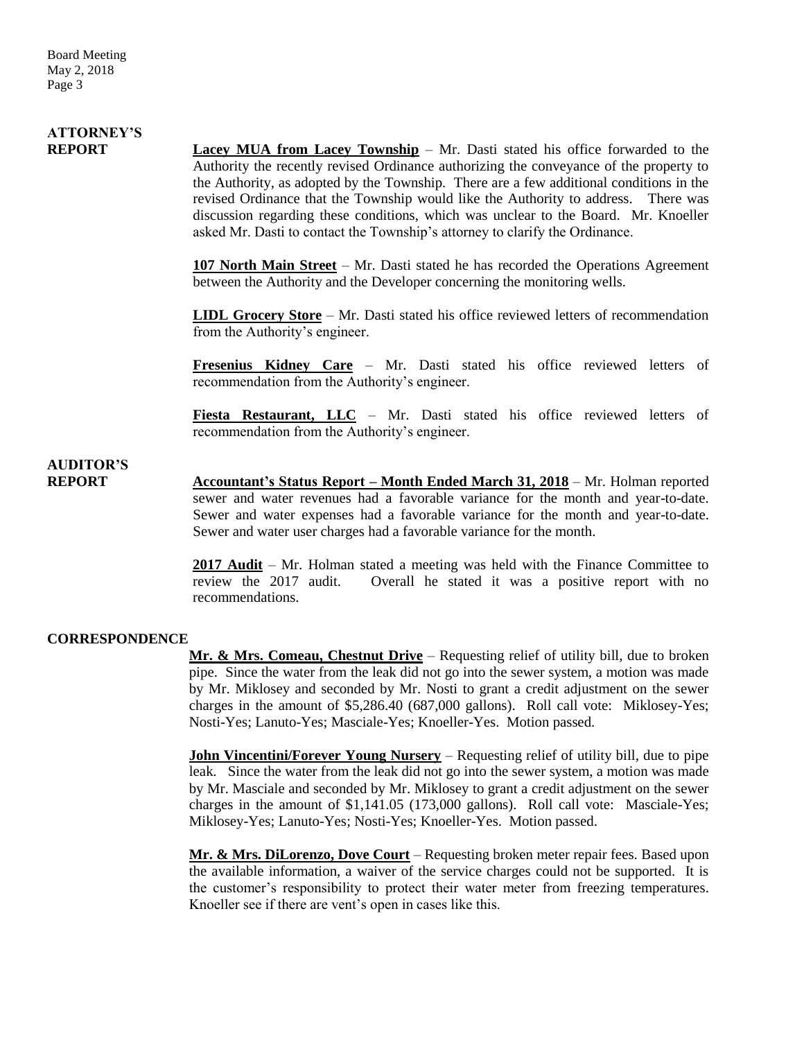## ATTORNEY'S REPORT

**Lacey MUA from Lacey Township** – Mr. Dasti stated his office forwarded to the Authority the recently revised Ordinance authorizing the conveyance of the property to the Authority, as adopted by the Township. There are a few additional conditions in the revised Ordinance that the Township would like the Authority to address. There was discussion regarding these conditions, which was unclear to the Board. Mr. Knoeller asked Mr. Dasti to contact the Township's attorney to clarify the Ordinance.

**107 North Main Street** – Mr. Dasti stated he has recorded the Operations Agreement between the Authority and the Developer concerning the monitoring wells.

**LIDL Grocery Store** – Mr. Dasti stated his office reviewed letters of recommendation from the Authority's engineer.

**Fresenius Kidney Care** – Mr. Dasti stated his office reviewed letters of recommendation from the Authority's engineer.

**Fiesta Restaurant, LLC** – Mr. Dasti stated his office reviewed letters of recommendation from the Authority's engineer.

## AUDITOR'S REPORT

**Accountant's Status Report – Month Ended March 31, 2018** – Mr. Holman reported sewer and water revenues had a favorable variance for the month and year-to-date. Sewer and water expenses had a favorable variance for the month and year-to-date. Sewer and water user charges had a favorable variance for the month.

**2017 Audit** – Mr. Holman stated a meeting was held with the Finance Committee to review the 2017 audit. Overall he stated it was a positive report with no recommendations.

## CORRESPONDENCE

**Mr. & Mrs. Comeau, Chestnut Drive** – Requesting relief of utility bill, due to broken pipe. Since the water from the leak did not go into the sewer system, a motion was made by Mr. Miklosey and seconded by Mr. Nosti to grant a credit adjustment on the sewer charges in the amount of $5,286.40 (687,000 gallons). Roll call vote: Miklosey-Yes; Nosti-Yes; Lanuto-Yes; Masciale-Yes; Knoeller-Yes. Motion passed.

**John Vincentini/Forever Young Nursery** – Requesting relief of utility bill, due to pipe leak. Since the water from the leak did not go into the sewer system, a motion was made by Mr. Masciale and seconded by Mr. Miklosey to grant a credit adjustment on the sewer charges in the amount of $1,141.05 (173,000 gallons). Roll call vote: Masciale-Yes; Miklosey-Yes; Lanuto-Yes; Nosti-Yes; Knoeller-Yes. Motion passed.

**Mr. & Mrs. DiLorenzo, Dove Court** – Requesting broken meter repair fees. Based upon the available information, a waiver of the service charges could not be supported. It is the customer's responsibility to protect their water meter from freezing temperatures. Knoeller see if there are vent's open in cases like this.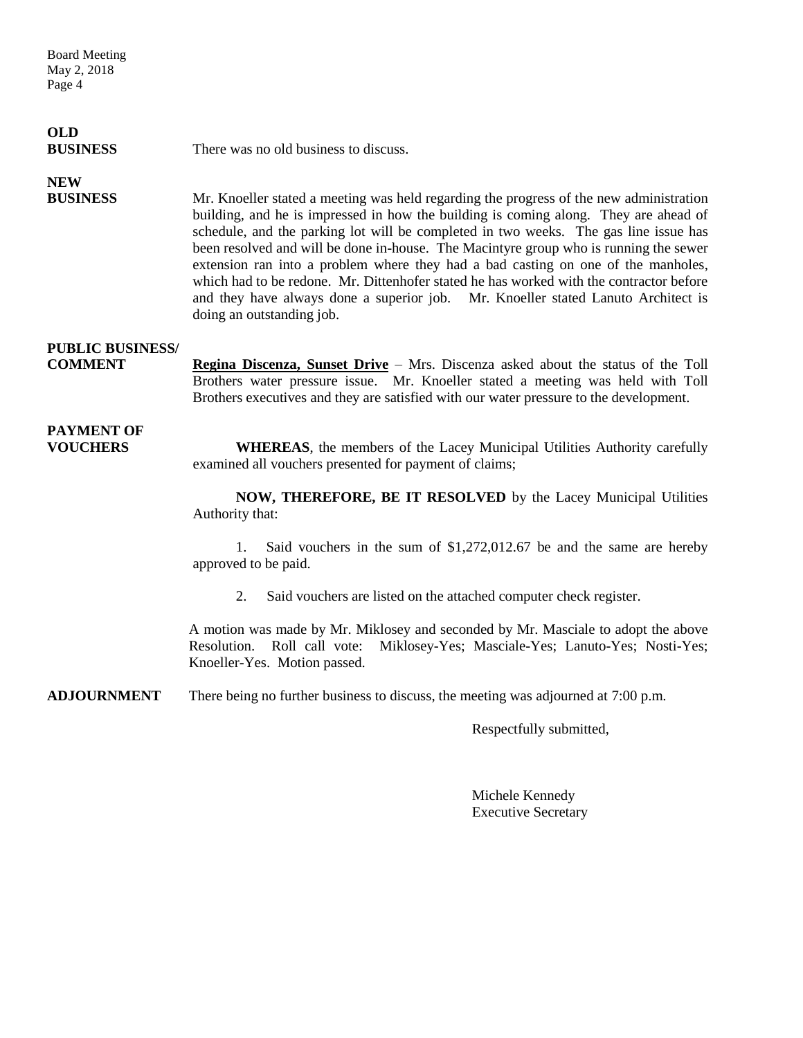**OLD BUSINESS**

There was no old business to discuss.

**NEW BUSINESS**

Mr. Knoeller stated a meeting was held regarding the progress of the new administration building, and he is impressed in how the building is coming along. They are ahead of schedule, and the parking lot will be completed in two weeks. The gas line issue has been resolved and will be done in-house. The Macintyre group who is running the sewer extension ran into a problem where they had a bad casting on one of the manholes, which had to be redone. Mr. Dittenhofer stated he has worked with the contractor before and they have always done a superior job. Mr. Knoeller stated Lanuto Architect is doing an outstanding job.

**PUBLIC BUSINESS/ COMMENT**

**Regina Discenza, Sunset Drive** – Mrs. Discenza asked about the status of the Toll Brothers water pressure issue. Mr. Knoeller stated a meeting was held with Toll Brothers executives and they are satisfied with our water pressure to the development.

**PAYMENT OF VOUCHERS**

**WHEREAS**, the members of the Lacey Municipal Utilities Authority carefully examined all vouchers presented for payment of claims;

**NOW, THEREFORE, BE IT RESOLVED** by the Lacey Municipal Utilities Authority that:

1. Said vouchers in the sum of $1,272,012.67 be and the same are hereby approved to be paid.

2. Said vouchers are listed on the attached computer check register.

A motion was made by Mr. Miklosey and seconded by Mr. Masciale to adopt the above Resolution. Roll call vote: Miklosey-Yes; Masciale-Yes; Lanuto-Yes; Nosti-Yes; Knoeller-Yes. Motion passed.

**ADJOURNMENT**

There being no further business to discuss, the meeting was adjourned at 7:00 p.m.

Respectfully submitted,

Michele Kennedy
Executive Secretary